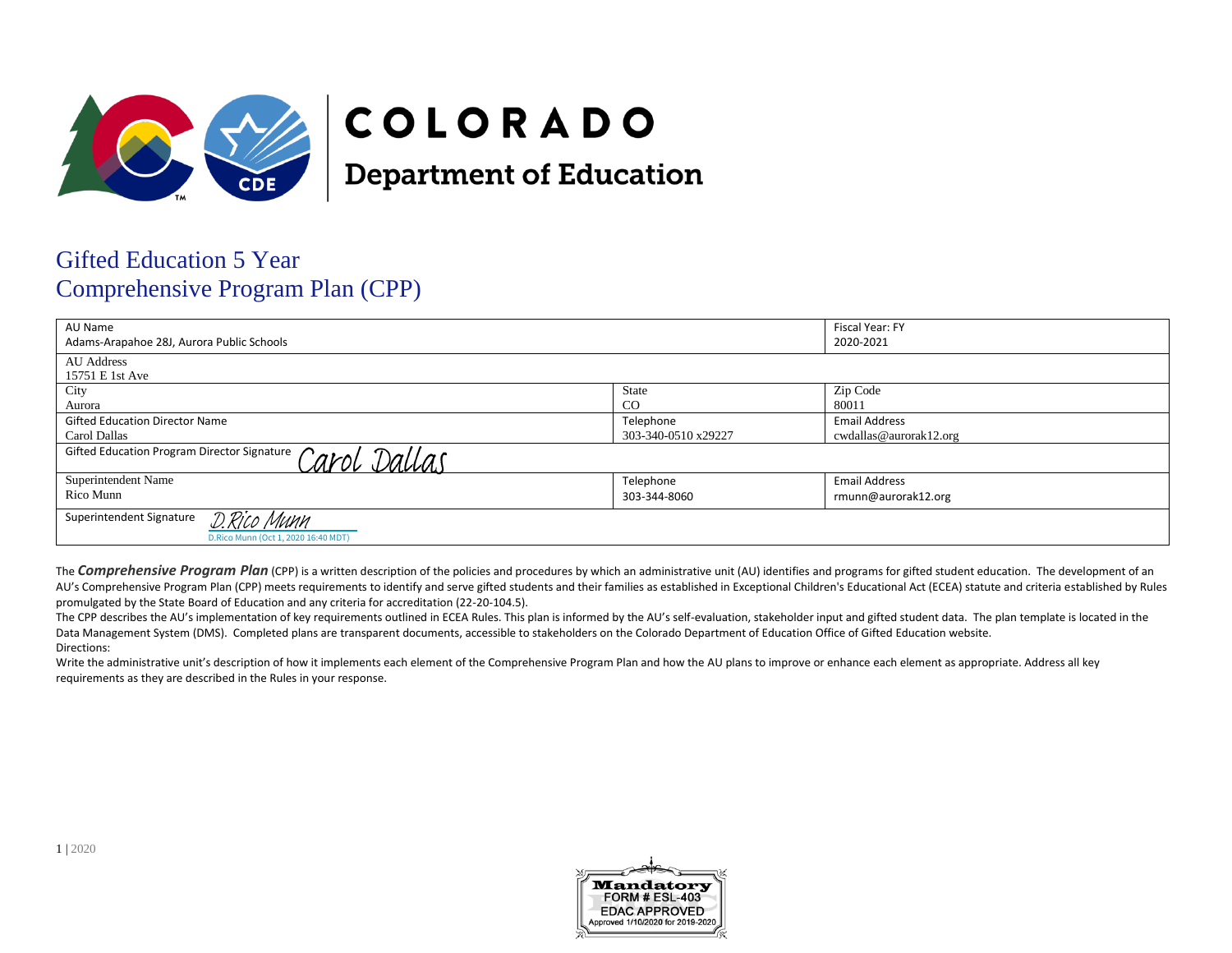# COLORADO
## Department of Education

# Gifted Education 5 Year Comprehensive Program Plan (CPP)

| AU Name<br>Adams-Arapahoe 28J, Aurora Public Schools | | Fiscal Year: FY<br>2020-2021 |
|---|---|---|
| AU Address<br>15751 E 1st Ave | | |
| City<br>Aurora | State<br>CO | Zip Code<br>80011 |
| Gifted Education Director Name<br>Carol Dallas | Telephone<br>303-340-0510 x29227 | Email Address<br>cwdallas@aurorak12.org |
| Gifted Education Program Director Signature *Carol Dallas* | | |
| Superintendent Name<br>Rico Munn | Telephone<br>303-344-8060 | Email Address<br>rmunn@aurorak12.org |
| Superintendent Signature *D.Rico Munn*<br>D.Rico Munn (Oct 1, 2020 16:40 MDT) | | |

The ***Comprehensive Program Plan*** (CPP) is a written description of the policies and procedures by which an administrative unit (AU) identifies and programs for gifted student education. The development of an AU's Comprehensive Program Plan (CPP) meets requirements to identify and serve gifted students and their families as established in Exceptional Children's Educational Act (ECEA) statute and criteria established by Rules promulgated by the State Board of Education and any criteria for accreditation (22-20-104.5).

The CPP describes the AU's implementation of key requirements outlined in ECEA Rules. This plan is informed by the AU's self-evaluation, stakeholder input and gifted student data. The plan template is located in the Data Management System (DMS). Completed plans are transparent documents, accessible to stakeholders on the Colorado Department of Education Office of Gifted Education website.

Directions:

Write the administrative unit's description of how it implements each element of the Comprehensive Program Plan and how the AU plans to improve or enhance each element as appropriate. Address all key requirements as they are described in the Rules in your response.

Mandatory
FORM # ESL-403
EDAC APPROVED
Approved 1/10/2020 for 2019-2020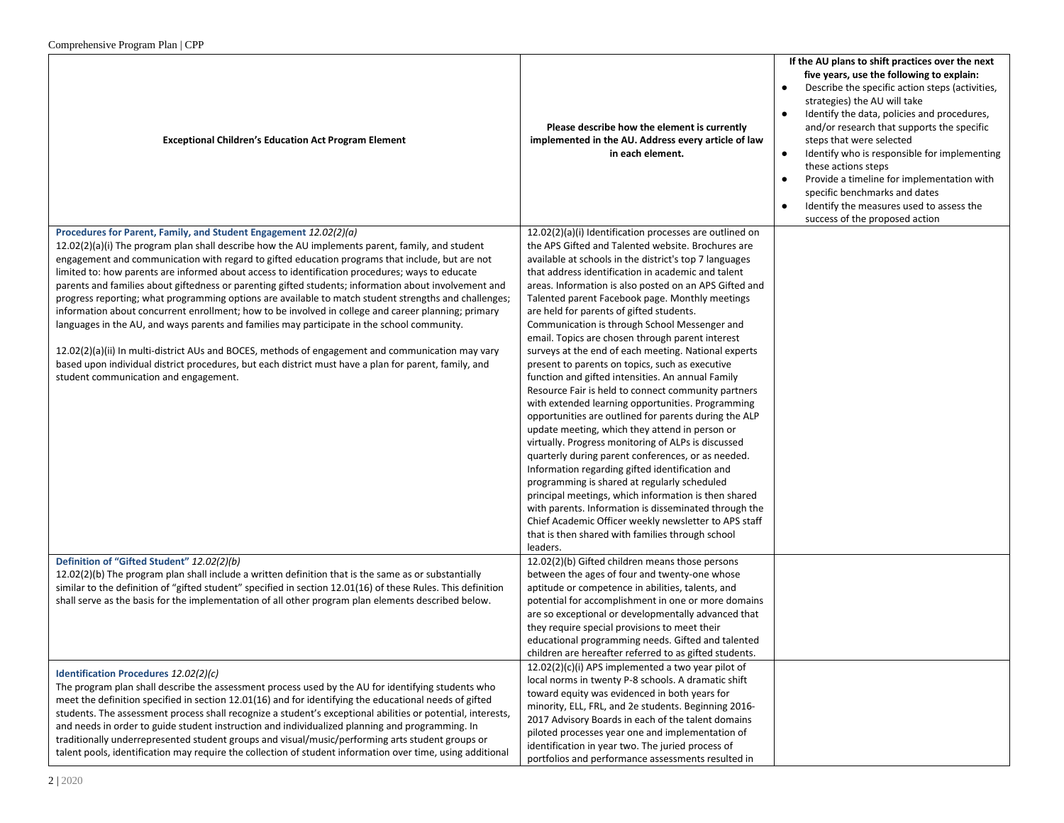| Exceptional Children's Education Act Program Element | Please describe how the element is currently implemented in the AU. Address every article of law in each element. | If the AU plans to shift practices over the next five years, use the following to explain:<br>• Describe the specific action steps (activities, strategies) the AU will take<br>• Identify the data, policies and procedures, and/or research that supports the specific steps that were selected<br>• Identify who is responsible for implementing these actions steps<br>• Provide a timeline for implementation with specific benchmarks and dates<br>• Identify the measures used to assess the success of the proposed action |
|---|---|---|
| **Procedures for Parent, Family, and Student Engagement** *12.02(2)(a)*<br>12.02(2)(a)(i) The program plan shall describe how the AU implements parent, family, and student engagement and communication with regard to gifted education programs that include, but are not limited to: how parents are informed about access to identification procedures; ways to educate parents and families about giftedness or parenting gifted students; information about involvement and progress reporting; what programming options are available to match student strengths and challenges; information about concurrent enrollment; how to be involved in college and career planning; primary languages in the AU, and ways parents and families may participate in the school community.<br><br>12.02(2)(a)(ii) In multi-district AUs and BOCES, methods of engagement and communication may vary based upon individual district procedures, but each district must have a plan for parent, family, and student communication and engagement. | 12.02(2)(a)(i) Identification processes are outlined on the APS Gifted and Talented website. Brochures are available at schools in the district's top 7 languages that address identification in academic and talent areas. Information is also posted on an APS Gifted and Talented parent Facebook page. Monthly meetings are held for parents of gifted students. Communication is through School Messenger and email. Topics are chosen through parent interest surveys at the end of each meeting. National experts present to parents on topics, such as executive function and gifted intensities. An annual Family Resource Fair is held to connect community partners with extended learning opportunities. Programming opportunities are outlined for parents during the ALP update meeting, which they attend in person or virtually. Progress monitoring of ALPs is discussed quarterly during parent conferences, or as needed. Information regarding gifted identification and programming is shared at regularly scheduled principal meetings, which information is then shared with parents. Information is disseminated through the Chief Academic Officer weekly newsletter to APS staff that is then shared with families through school leaders. | |
| **Definition of "Gifted Student"** *12.02(2)(b)*<br>12.02(2)(b) The program plan shall include a written definition that is the same as or substantially similar to the definition of "gifted student" specified in section 12.01(16) of these Rules. This definition shall serve as the basis for the implementation of all other program plan elements described below. | 12.02(2)(b) Gifted children means those persons between the ages of four and twenty-one whose aptitude or competence in abilities, talents, and potential for accomplishment in one or more domains are so exceptional or developmentally advanced that they require special provisions to meet their educational programming needs. Gifted and talented children are hereafter referred to as gifted students. | |
| **Identification Procedures** *12.02(2)(c)*<br>The program plan shall describe the assessment process used by the AU for identifying students who meet the definition specified in section 12.01(16) and for identifying the educational needs of gifted students. The assessment process shall recognize a student's exceptional abilities or potential, interests, and needs in order to guide student instruction and individualized planning and programming. In traditionally underrepresented student groups and visual/music/performing arts student groups or talent pools, identification may require the collection of student information over time, using additional | 12.02(2)(c)(i) APS implemented a two year pilot of local norms in twenty P-8 schools. A dramatic shift toward equity was evidenced in both years for minority, ELL, FRL, and 2e students. Beginning 2016-2017 Advisory Boards in each of the talent domains piloted processes year one and implementation of identification in year two. The juried process of portfolios and performance assessments resulted in | |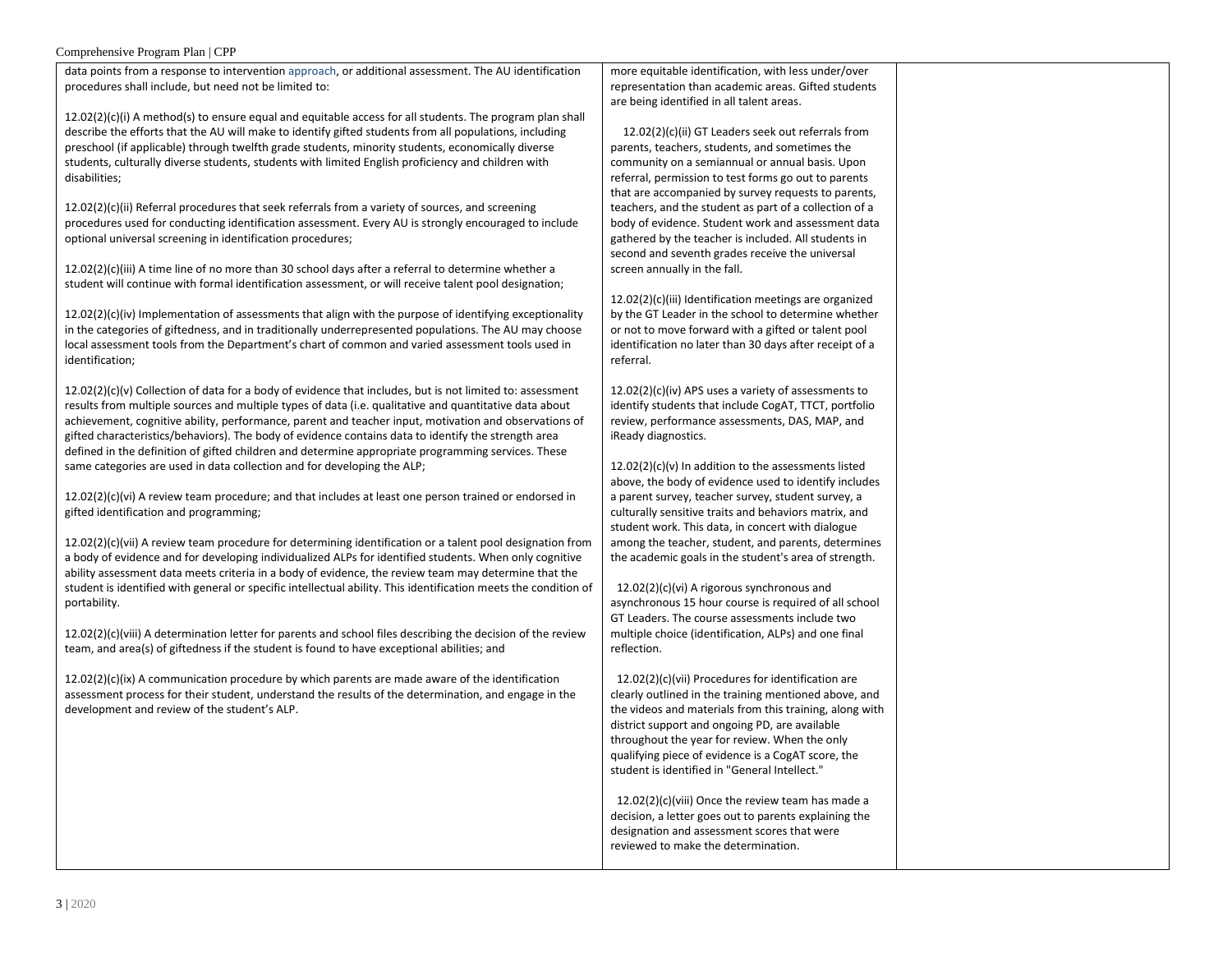| | | |
|---|---|---|
| data points from a response to intervention approach, or additional assessment. The AU identification procedures shall include, but need not be limited to:<br><br>12.02(2)(c)(i) A method(s) to ensure equal and equitable access for all students. The program plan shall describe the efforts that the AU will make to identify gifted students from all populations, including preschool (if applicable) through twelfth grade students, minority students, economically diverse students, culturally diverse students, students with limited English proficiency and children with disabilities;<br><br>12.02(2)(c)(ii) Referral procedures that seek referrals from a variety of sources, and screening procedures used for conducting identification assessment. Every AU is strongly encouraged to include optional universal screening in identification procedures;<br><br>12.02(2)(c)(iii) A time line of no more than 30 school days after a referral to determine whether a student will continue with formal identification assessment, or will receive talent pool designation;<br><br>12.02(2)(c)(iv) Implementation of assessments that align with the purpose of identifying exceptionality in the categories of giftedness, and in traditionally underrepresented populations. The AU may choose local assessment tools from the Department's chart of common and varied assessment tools used in identification;<br><br>12.02(2)(c)(v) Collection of data for a body of evidence that includes, but is not limited to: assessment results from multiple sources and multiple types of data (i.e. qualitative and quantitative data about achievement, cognitive ability, performance, parent and teacher input, motivation and observations of gifted characteristics/behaviors). The body of evidence contains data to identify the strength area defined in the definition of gifted children and determine appropriate programming services. These same categories are used in data collection and for developing the ALP;<br><br>12.02(2)(c)(vi) A review team procedure; and that includes at least one person trained or endorsed in gifted identification and programming;<br><br>12.02(2)(c)(vii) A review team procedure for determining identification or a talent pool designation from a body of evidence and for developing individualized ALPs for identified students. When only cognitive ability assessment data meets criteria in a body of evidence, the review team may determine that the student is identified with general or specific intellectual ability. This identification meets the condition of portability.<br><br>12.02(2)(c)(viii) A determination letter for parents and school files describing the decision of the review team, and area(s) of giftedness if the student is found to have exceptional abilities; and<br><br>12.02(2)(c)(ix) A communication procedure by which parents are made aware of the identification assessment process for their student, understand the results of the determination, and engage in the development and review of the student's ALP. | more equitable identification, with less under/over representation than academic areas. Gifted students are being identified in all talent areas.<br><br>12.02(2)(c)(ii) GT Leaders seek out referrals from parents, teachers, students, and sometimes the community on a semiannual or annual basis. Upon referral, permission to test forms go out to parents that are accompanied by survey requests to parents, teachers, and the student as part of a collection of a body of evidence. Student work and assessment data gathered by the teacher is included. All students in second and seventh grades receive the universal screen annually in the fall.<br><br>12.02(2)(c)(iii) Identification meetings are organized by the GT Leader in the school to determine whether or not to move forward with a gifted or talent pool identification no later than 30 days after receipt of a referral.<br><br>12.02(2)(c)(iv) APS uses a variety of assessments to identify students that include CogAT, TTCT, portfolio review, performance assessments, DAS, MAP, and iReady diagnostics.<br><br>12.02(2)(c)(v) In addition to the assessments listed above, the body of evidence used to identify includes a parent survey, teacher survey, student survey, a culturally sensitive traits and behaviors matrix, and student work. This data, in concert with dialogue among the teacher, student, and parents, determines the academic goals in the student's area of strength.<br><br>12.02(2)(c)(vi) A rigorous synchronous and asynchronous 15 hour course is required of all school GT Leaders. The course assessments include two multiple choice (identification, ALPs) and one final reflection.<br><br>12.02(2)(c)(vii) Procedures for identification are clearly outlined in the training mentioned above, and the videos and materials from this training, along with district support and ongoing PD, are available throughout the year for review. When the only qualifying piece of evidence is a CogAT score, the student is identified in "General Intellect."<br><br>12.02(2)(c)(viii) Once the review team has made a decision, a letter goes out to parents explaining the designation and assessment scores that were reviewed to make the determination. | |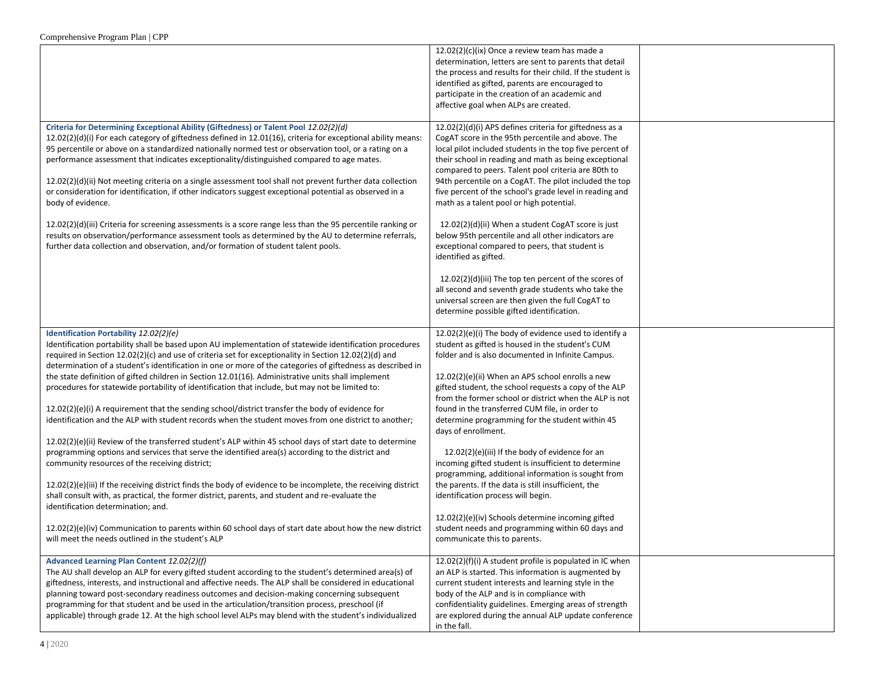| | | |
|---|---|---|
| | 12.02(2)(c)(ix) Once a review team has made a determination, letters are sent to parents that detail the process and results for their child. If the student is identified as gifted, parents are encouraged to participate in the creation of an academic and affective goal when ALPs are created. | |
| **Criteria for Determining Exceptional Ability (Giftedness) or Talent Pool** *12.02(2)(d)*<br>12.02(2)(d)(i) For each category of giftedness defined in 12.01(16), criteria for exceptional ability means: 95 percentile or above on a standardized nationally normed test or observation tool, or a rating on a performance assessment that indicates exceptionality/distinguished compared to age mates.<br><br>12.02(2)(d)(ii) Not meeting criteria on a single assessment tool shall not prevent further data collection or consideration for identification, if other indicators suggest exceptional potential as observed in a body of evidence.<br><br>12.02(2)(d)(iii) Criteria for screening assessments is a score range less than the 95 percentile ranking or results on observation/performance assessment tools as determined by the AU to determine referrals, further data collection and observation, and/or formation of student talent pools. | 12.02(2)(d)(i) APS defines criteria for giftedness as a CogAT score in the 95th percentile and above. The local pilot included students in the top five percent of their school in reading and math as being exceptional compared to peers. Talent pool criteria are 80th to 94th percentile on a CogAT. The pilot included the top five percent of the school's grade level in reading and math as a talent pool or high potential.<br><br>12.02(2)(d)(ii) When a student CogAT score is just below 95th percentile and all other indicators are exceptional compared to peers, that student is identified as gifted.<br><br>12.02(2)(d)(iii) The top ten percent of the scores of all second and seventh grade students who take the universal screen are then given the full CogAT to determine possible gifted identification. | |
| **Identification Portability** *12.02(2)(e)*<br>Identification portability shall be based upon AU implementation of statewide identification procedures required in Section 12.02(2)(c) and use of criteria set for exceptionality in Section 12.02(2)(d) and determination of a student's identification in one or more of the categories of giftedness as described in the state definition of gifted children in Section 12.01(16). Administrative units shall implement procedures for statewide portability of identification that include, but may not be limited to:<br><br>12.02(2)(e)(i) A requirement that the sending school/district transfer the body of evidence for identification and the ALP with student records when the student moves from one district to another;<br><br>12.02(2)(e)(ii) Review of the transferred student's ALP within 45 school days of start date to determine programming options and services that serve the identified area(s) according to the district and community resources of the receiving district;<br><br>12.02(2)(e)(iii) If the receiving district finds the body of evidence to be incomplete, the receiving district shall consult with, as practical, the former district, parents, and student and re-evaluate the identification determination; and.<br><br>12.02(2)(e)(iv) Communication to parents within 60 school days of start date about how the new district will meet the needs outlined in the student's ALP | 12.02(2)(e)(i) The body of evidence used to identify a student as gifted is housed in the student's CUM folder and is also documented in Infinite Campus.<br><br>12.02(2)(e)(ii) When an APS school enrolls a new gifted student, the school requests a copy of the ALP from the former school or district when the ALP is not found in the transferred CUM file, in order to determine programming for the student within 45 days of enrollment.<br><br>12.02(2)(e)(iii) If the body of evidence for an incoming gifted student is insufficient to determine programming, additional information is sought from the parents. If the data is still insufficient, the identification process will begin.<br><br>12.02(2)(e)(iv) Schools determine incoming gifted student needs and programming within 60 days and communicate this to parents. | |
| **Advanced Learning Plan Content** *12.02(2)(f)*<br>The AU shall develop an ALP for every gifted student according to the student's determined area(s) of giftedness, interests, and instructional and affective needs. The ALP shall be considered in educational planning toward post-secondary readiness outcomes and decision-making concerning subsequent programming for that student and be used in the articulation/transition process, preschool (if applicable) through grade 12. At the high school level ALPs may blend with the student's individualized | 12.02(2)(f)(i) A student profile is populated in IC when an ALP is started. This information is augmented by current student interests and learning style in the body of the ALP and is in compliance with confidentiality guidelines. Emerging areas of strength are explored during the annual ALP update conference in the fall. | |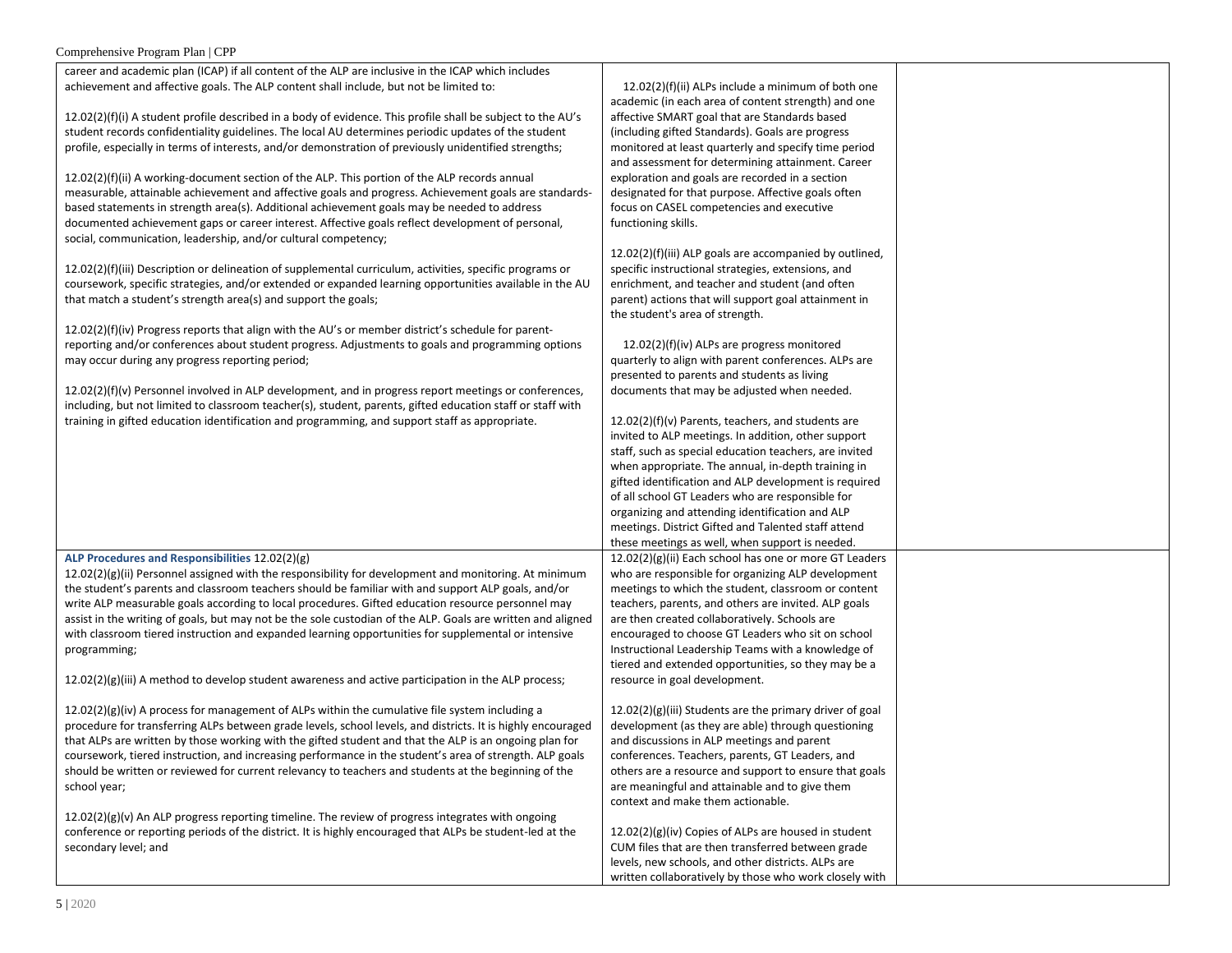| | | |
|---|---|---|
| career and academic plan (ICAP) if all content of the ALP are inclusive in the ICAP which includes achievement and affective goals. The ALP content shall include, but not be limited to:<br><br>12.02(2)(f)(i) A student profile described in a body of evidence. This profile shall be subject to the AU's student records confidentiality guidelines. The local AU determines periodic updates of the student profile, especially in terms of interests, and/or demonstration of previously unidentified strengths;<br><br>12.02(2)(f)(ii) A working-document section of the ALP. This portion of the ALP records annual measurable, attainable achievement and affective goals and progress. Achievement goals are standards-based statements in strength area(s). Additional achievement goals may be needed to address documented achievement gaps or career interest. Affective goals reflect development of personal, social, communication, leadership, and/or cultural competency;<br><br>12.02(2)(f)(iii) Description or delineation of supplemental curriculum, activities, specific programs or coursework, specific strategies, and/or extended or expanded learning opportunities available in the AU that match a student's strength area(s) and support the goals;<br><br>12.02(2)(f)(iv) Progress reports that align with the AU's or member district's schedule for parent-reporting and/or conferences about student progress. Adjustments to goals and programming options may occur during any progress reporting period;<br><br>12.02(2)(f)(v) Personnel involved in ALP development, and in progress report meetings or conferences, including, but not limited to classroom teacher(s), student, parents, gifted education staff or staff with training in gifted education identification and programming, and support staff as appropriate. | 12.02(2)(f)(ii) ALPs include a minimum of both one academic (in each area of content strength) and one affective SMART goal that are Standards based (including gifted Standards). Goals are progress monitored at least quarterly and specify time period and assessment for determining attainment. Career exploration and goals are recorded in a section designated for that purpose. Affective goals often focus on CASEL competencies and executive functioning skills.<br><br>12.02(2)(f)(iii) ALP goals are accompanied by outlined, specific instructional strategies, extensions, and enrichment, and teacher and student (and often parent) actions that will support goal attainment in the student's area of strength.<br><br>12.02(2)(f)(iv) ALPs are progress monitored quarterly to align with parent conferences. ALPs are presented to parents and students as living documents that may be adjusted when needed.<br><br>12.02(2)(f)(v) Parents, teachers, and students are invited to ALP meetings. In addition, other support staff, such as special education teachers, are invited when appropriate. The annual, in-depth training in gifted identification and ALP development is required of all school GT Leaders who are responsible for organizing and attending identification and ALP meetings. District Gifted and Talented staff attend these meetings as well, when support is needed. | |
| **ALP Procedures and Responsibilities** 12.02(2)(g)<br>12.02(2)(g)(ii) Personnel assigned with the responsibility for development and monitoring. At minimum the student's parents and classroom teachers should be familiar with and support ALP goals, and/or write ALP measurable goals according to local procedures. Gifted education resource personnel may assist in the writing of goals, but may not be the sole custodian of the ALP. Goals are written and aligned with classroom tiered instruction and expanded learning opportunities for supplemental or intensive programming;<br><br>12.02(2)(g)(iii) A method to develop student awareness and active participation in the ALP process;<br><br>12.02(2)(g)(iv) A process for management of ALPs within the cumulative file system including a procedure for transferring ALPs between grade levels, school levels, and districts. It is highly encouraged that ALPs are written by those working with the gifted student and that the ALP is an ongoing plan for coursework, tiered instruction, and increasing performance in the student's area of strength. ALP goals should be written or reviewed for current relevancy to teachers and students at the beginning of the school year;<br><br>12.02(2)(g)(v) An ALP progress reporting timeline. The review of progress integrates with ongoing conference or reporting periods of the district. It is highly encouraged that ALPs be student-led at the secondary level; and | 12.02(2)(g)(ii) Each school has one or more GT Leaders who are responsible for organizing ALP development meetings to which the student, classroom or content teachers, parents, and others are invited. ALP goals are then created collaboratively. Schools are encouraged to choose GT Leaders who sit on school Instructional Leadership Teams with a knowledge of tiered and extended opportunities, so they may be a resource in goal development.<br><br>12.02(2)(g)(iii) Students are the primary driver of goal development (as they are able) through questioning and discussions in ALP meetings and parent conferences. Teachers, parents, GT Leaders, and others are a resource and support to ensure that goals are meaningful and attainable and to give them context and make them actionable.<br><br>12.02(2)(g)(iv) Copies of ALPs are housed in student CUM files that are then transferred between grade levels, new schools, and other districts. ALPs are written collaboratively by those who work closely with | |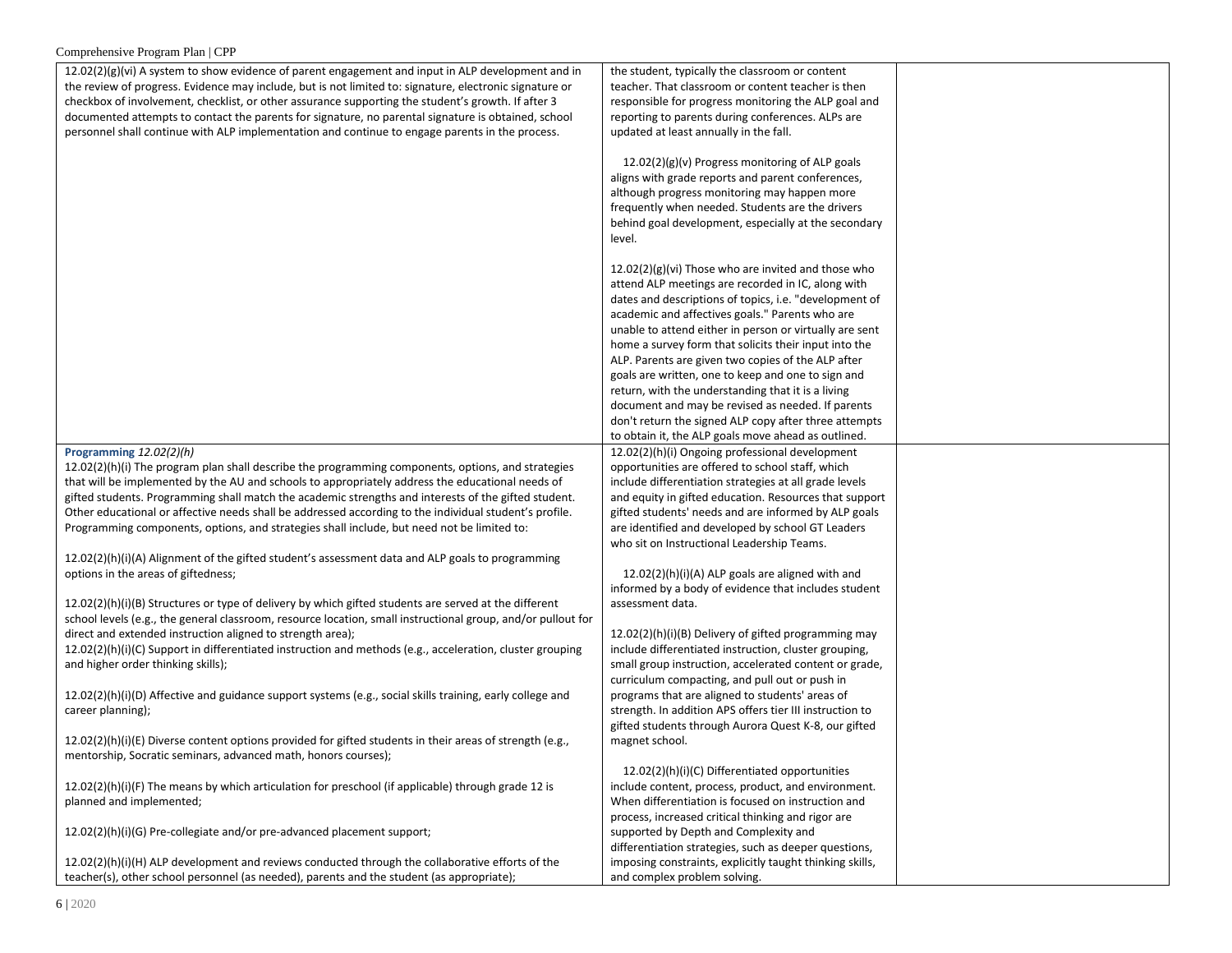| | | |
|---|---|---|
| 12.02(2)(g)(vi) A system to show evidence of parent engagement and input in ALP development and in the review of progress. Evidence may include, but is not limited to: signature, electronic signature or checkbox of involvement, checklist, or other assurance supporting the student's growth. If after 3 documented attempts to contact the parents for signature, no parental signature is obtained, school personnel shall continue with ALP implementation and continue to engage parents in the process. | the student, typically the classroom or content teacher. That classroom or content teacher is then responsible for progress monitoring the ALP goal and reporting to parents during conferences. ALPs are updated at least annually in the fall.<br><br>12.02(2)(g)(v) Progress monitoring of ALP goals aligns with grade reports and parent conferences, although progress monitoring may happen more frequently when needed. Students are the drivers behind goal development, especially at the secondary level.<br><br>12.02(2)(g)(vi) Those who are invited and those who attend ALP meetings are recorded in IC, along with dates and descriptions of topics, i.e. "development of academic and affectives goals." Parents who are unable to attend either in person or virtually are sent home a survey form that solicits their input into the ALP. Parents are given two copies of the ALP after goals are written, one to keep and one to sign and return, with the understanding that it is a living document and may be revised as needed. If parents don't return the signed ALP copy after three attempts to obtain it, the ALP goals move ahead as outlined. | |
| **Programming** *12.02(2)(h)*<br>12.02(2)(h)(i) The program plan shall describe the programming components, options, and strategies that will be implemented by the AU and schools to appropriately address the educational needs of gifted students. Programming shall match the academic strengths and interests of the gifted student. Other educational or affective needs shall be addressed according to the individual student's profile. Programming components, options, and strategies shall include, but need not be limited to:<br><br>12.02(2)(h)(i)(A) Alignment of the gifted student's assessment data and ALP goals to programming options in the areas of giftedness;<br><br>12.02(2)(h)(i)(B) Structures or type of delivery by which gifted students are served at the different school levels (e.g., the general classroom, resource location, small instructional group, and/or pullout for direct and extended instruction aligned to strength area);<br>12.02(2)(h)(i)(C) Support in differentiated instruction and methods (e.g., acceleration, cluster grouping and higher order thinking skills);<br><br>12.02(2)(h)(i)(D) Affective and guidance support systems (e.g., social skills training, early college and career planning);<br><br>12.02(2)(h)(i)(E) Diverse content options provided for gifted students in their areas of strength (e.g., mentorship, Socratic seminars, advanced math, honors courses);<br><br>12.02(2)(h)(i)(F) The means by which articulation for preschool (if applicable) through grade 12 is planned and implemented;<br><br>12.02(2)(h)(i)(G) Pre-collegiate and/or pre-advanced placement support;<br><br>12.02(2)(h)(i)(H) ALP development and reviews conducted through the collaborative efforts of the teacher(s), other school personnel (as needed), parents and the student (as appropriate); | 12.02(2)(h)(i) Ongoing professional development opportunities are offered to school staff, which include differentiation strategies at all grade levels and equity in gifted education. Resources that support gifted students' needs and are informed by ALP goals are identified and developed by school GT Leaders who sit on Instructional Leadership Teams.<br><br>12.02(2)(h)(i)(A) ALP goals are aligned with and informed by a body of evidence that includes student assessment data.<br><br>12.02(2)(h)(i)(B) Delivery of gifted programming may include differentiated instruction, cluster grouping, small group instruction, accelerated content or grade, curriculum compacting, and pull out or push in programs that are aligned to students' areas of strength. In addition APS offers tier III instruction to gifted students through Aurora Quest K-8, our gifted magnet school.<br><br>12.02(2)(h)(i)(C) Differentiated opportunities include content, process, product, and environment. When differentiation is focused on instruction and process, increased critical thinking and rigor are supported by Depth and Complexity and differentiation strategies, such as deeper questions, imposing constraints, explicitly taught thinking skills, and complex problem solving. | |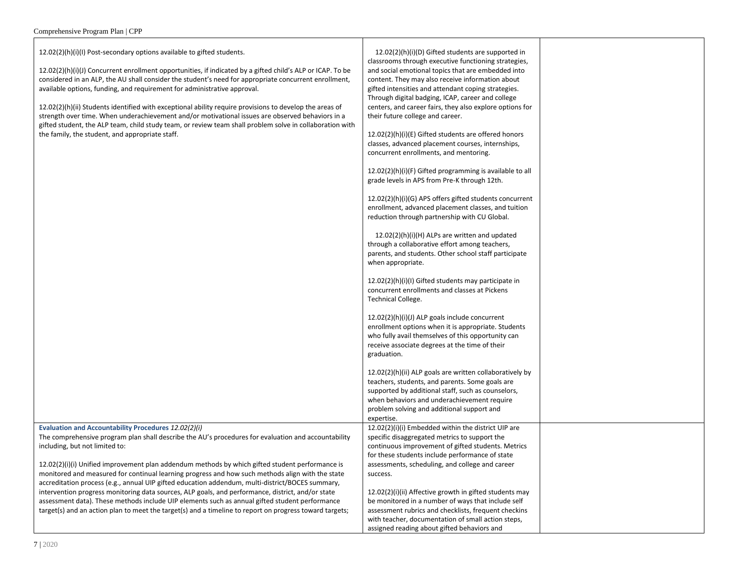| | | |
|---|---|---|
| 12.02(2)(h)(i)(I) Post-secondary options available to gifted students.<br><br>12.02(2)(h)(i)(J) Concurrent enrollment opportunities, if indicated by a gifted child's ALP or ICAP. To be considered in an ALP, the AU shall consider the student's need for appropriate concurrent enrollment, available options, funding, and requirement for administrative approval.<br><br>12.02(2)(h)(ii) Students identified with exceptional ability require provisions to develop the areas of strength over time. When underachievement and/or motivational issues are observed behaviors in a gifted student, the ALP team, child study team, or review team shall problem solve in collaboration with the family, the student, and appropriate staff. | 12.02(2)(h)(i)(D) Gifted students are supported in classrooms through executive functioning strategies, and social emotional topics that are embedded into content. They may also receive information about gifted intensities and attendant coping strategies. Through digital badging, ICAP, career and college centers, and career fairs, they also explore options for their future college and career.<br><br>12.02(2)(h)(i)(E) Gifted students are offered honors classes, advanced placement courses, internships, concurrent enrollments, and mentoring.<br><br>12.02(2)(h)(i)(F) Gifted programming is available to all grade levels in APS from Pre-K through 12th.<br><br>12.02(2)(h)(i)(G) APS offers gifted students concurrent enrollment, advanced placement classes, and tuition reduction through partnership with CU Global.<br><br>12.02(2)(h)(i)(H) ALPs are written and updated through a collaborative effort among teachers, parents, and students. Other school staff participate when appropriate.<br><br>12.02(2)(h)(i)(I) Gifted students may participate in concurrent enrollments and classes at Pickens Technical College.<br><br>12.02(2)(h)(i)(J) ALP goals include concurrent enrollment options when it is appropriate. Students who fully avail themselves of this opportunity can receive associate degrees at the time of their graduation.<br><br>12.02(2)(h)(ii) ALP goals are written collaboratively by teachers, students, and parents. Some goals are supported by additional staff, such as counselors, when behaviors and underachievement require problem solving and additional support and expertise. | |
| **Evaluation and Accountability Procedures** *12.02(2)(i)*<br>The comprehensive program plan shall describe the AU's procedures for evaluation and accountability including, but not limited to:<br><br>12.02(2)(i)(i) Unified improvement plan addendum methods by which gifted student performance is monitored and measured for continual learning progress and how such methods align with the state accreditation process (e.g., annual UIP gifted education addendum, multi-district/BOCES summary, intervention progress monitoring data sources, ALP goals, and performance, district, and/or state assessment data). These methods include UIP elements such as annual gifted student performance target(s) and an action plan to meet the target(s) and a timeline to report on progress toward targets; | 12.02(2)(i)(i) Embedded within the district UIP are specific disaggregated metrics to support the continuous improvement of gifted students. Metrics for these students include performance of state assessments, scheduling, and college and career success.<br><br>12.02(2)(i)(ii) Affective growth in gifted students may be monitored in a number of ways that include self assessment rubrics and checklists, frequent checkins with teacher, documentation of small action steps, assigned reading about gifted behaviors and | |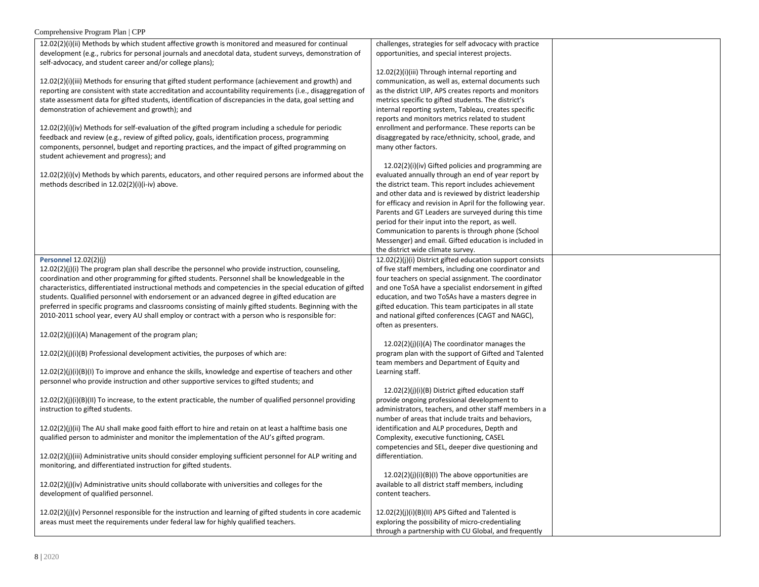| | | |
|---|---|---|
| 12.02(2)(i)(ii) Methods by which student affective growth is monitored and measured for continual development (e.g., rubrics for personal journals and anecdotal data, student surveys, demonstration of self-advocacy, and student career and/or college plans);<br><br>12.02(2)(i)(iii) Methods for ensuring that gifted student performance (achievement and growth) and reporting are consistent with state accreditation and accountability requirements (i.e., disaggregation of state assessment data for gifted students, identification of discrepancies in the data, goal setting and demonstration of achievement and growth); and<br><br>12.02(2)(i)(iv) Methods for self-evaluation of the gifted program including a schedule for periodic feedback and review (e.g., review of gifted policy, goals, identification process, programming components, personnel, budget and reporting practices, and the impact of gifted programming on student achievement and progress); and<br><br>12.02(2)(i)(v) Methods by which parents, educators, and other required persons are informed about the methods described in 12.02(2)(i)(i-iv) above. | challenges, strategies for self advocacy with practice opportunities, and special interest projects.<br><br>12.02(2)(i)(iii) Through internal reporting and communication, as well as, external documents such as the district UIP, APS creates reports and monitors metrics specific to gifted students. The district's internal reporting system, Tableau, creates specific reports and monitors metrics related to student enrollment and performance. These reports can be disaggregated by race/ethnicity, school, grade, and many other factors.<br><br>12.02(2)(i)(iv) Gifted policies and programming are evaluated annually through an end of year report by the district team. This report includes achievement and other data and is reviewed by district leadership for efficacy and revision in April for the following year. Parents and GT Leaders are surveyed during this time period for their input into the report, as well. Communication to parents is through phone (School Messenger) and email. Gifted education is included in the district wide climate survey. | |
| **Personnel** 12.02(2)(j)<br>12.02(2)(j)(i) The program plan shall describe the personnel who provide instruction, counseling, coordination and other programming for gifted students. Personnel shall be knowledgeable in the characteristics, differentiated instructional methods and competencies in the special education of gifted students. Qualified personnel with endorsement or an advanced degree in gifted education are preferred in specific programs and classrooms consisting of mainly gifted students. Beginning with the 2010-2011 school year, every AU shall employ or contract with a person who is responsible for:<br><br>12.02(2)(j)(i)(A) Management of the program plan;<br><br>12.02(2)(j)(i)(B) Professional development activities, the purposes of which are:<br><br>12.02(2)(j)(i)(B)(I) To improve and enhance the skills, knowledge and expertise of teachers and other personnel who provide instruction and other supportive services to gifted students; and<br><br>12.02(2)(j)(i)(B)(II) To increase, to the extent practicable, the number of qualified personnel providing instruction to gifted students.<br><br>12.02(2)(j)(ii) The AU shall make good faith effort to hire and retain on at least a halftime basis one qualified person to administer and monitor the implementation of the AU's gifted program.<br><br>12.02(2)(j)(iii) Administrative units should consider employing sufficient personnel for ALP writing and monitoring, and differentiated instruction for gifted students.<br><br>12.02(2)(j)(iv) Administrative units should collaborate with universities and colleges for the development of qualified personnel.<br><br>12.02(2)(j)(v) Personnel responsible for the instruction and learning of gifted students in core academic areas must meet the requirements under federal law for highly qualified teachers. | 12.02(2)(j)(i) District gifted education support consists of five staff members, including one coordinator and four teachers on special assignment. The coordinator and one ToSA have a specialist endorsement in gifted education, and two ToSAs have a masters degree in gifted education. This team participates in all state and national gifted conferences (CAGT and NAGC), often as presenters.<br><br>12.02(2)(j)(i)(A) The coordinator manages the program plan with the support of Gifted and Talented team members and Department of Equity and Learning staff.<br><br>12.02(2)(j)(i)(B) District gifted education staff provide ongoing professional development to administrators, teachers, and other staff members in a number of areas that include traits and behaviors, identification and ALP procedures, Depth and Complexity, executive functioning, CASEL competencies and SEL, deeper dive questioning and differentiation.<br><br>12.02(2)(j)(i)(B)(I) The above opportunities are available to all district staff members, including content teachers.<br><br>12.02(2)(j)(i)(B)(II) APS Gifted and Talented is exploring the possibility of micro-credentialing through a partnership with CU Global, and frequently | |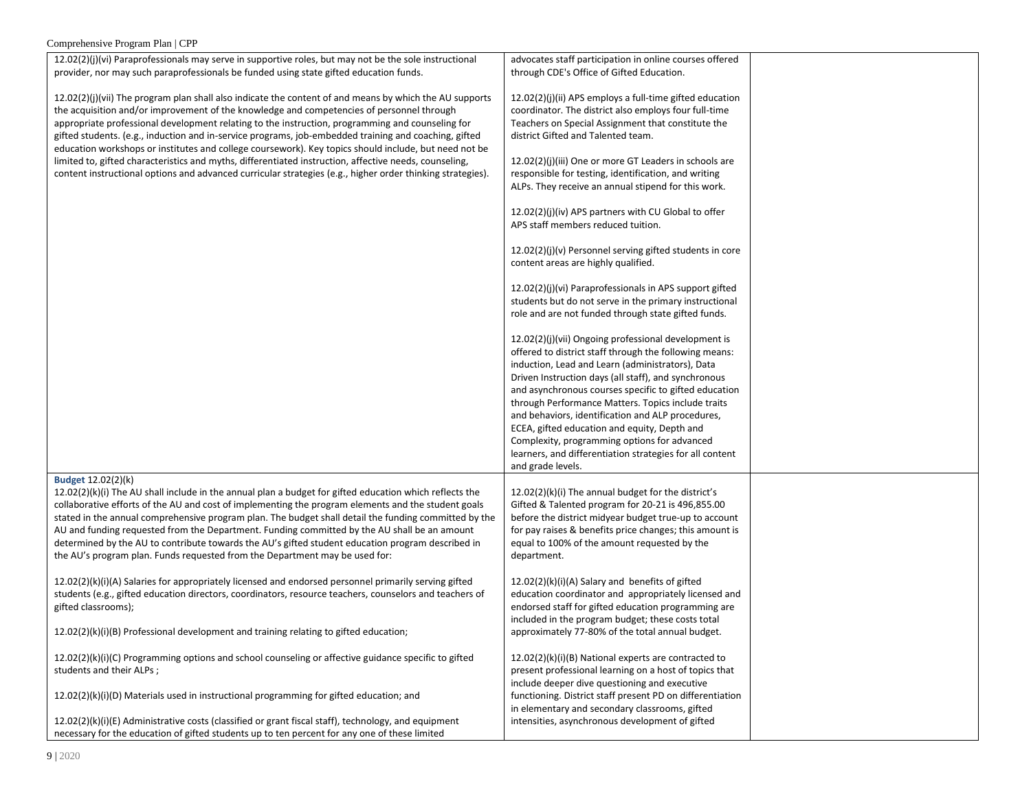| | | |
|---|---|---|
| 12.02(2)(j)(vi) Paraprofessionals may serve in supportive roles, but may not be the sole instructional provider, nor may such paraprofessionals be funded using state gifted education funds.<br><br>12.02(2)(j)(vii) The program plan shall also indicate the content of and means by which the AU supports the acquisition and/or improvement of the knowledge and competencies of personnel through appropriate professional development relating to the instruction, programming and counseling for gifted students. (e.g., induction and in-service programs, job-embedded training and coaching, gifted education workshops or institutes and college coursework). Key topics should include, but need not be limited to, gifted characteristics and myths, differentiated instruction, affective needs, counseling, content instructional options and advanced curricular strategies (e.g., higher order thinking strategies). | advocates staff participation in online courses offered through CDE's Office of Gifted Education.<br><br>12.02(2)(j)(ii) APS employs a full-time gifted education coordinator. The district also employs four full-time Teachers on Special Assignment that constitute the district Gifted and Talented team.<br><br>12.02(2)(j)(iii) One or more GT Leaders in schools are responsible for testing, identification, and writing ALPs. They receive an annual stipend for this work.<br><br>12.02(2)(j)(iv) APS partners with CU Global to offer APS staff members reduced tuition.<br><br>12.02(2)(j)(v) Personnel serving gifted students in core content areas are highly qualified.<br><br>12.02(2)(j)(vi) Paraprofessionals in APS support gifted students but do not serve in the primary instructional role and are not funded through state gifted funds.<br><br>12.02(2)(j)(vii) Ongoing professional development is offered to district staff through the following means: induction, Lead and Learn (administrators), Data Driven Instruction days (all staff), and synchronous and asynchronous courses specific to gifted education through Performance Matters. Topics include traits and behaviors, identification and ALP procedures, ECEA, gifted education and equity, Depth and Complexity, programming options for advanced learners, and differentiation strategies for all content and grade levels. | |
| **Budget** 12.02(2)(k)<br>12.02(2)(k)(i) The AU shall include in the annual plan a budget for gifted education which reflects the collaborative efforts of the AU and cost of implementing the program elements and the student goals stated in the annual comprehensive program plan. The budget shall detail the funding committed by the AU and funding requested from the Department. Funding committed by the AU shall be an amount determined by the AU to contribute towards the AU's gifted student education program described in the AU's program plan. Funds requested from the Department may be used for:<br><br>12.02(2)(k)(i)(A) Salaries for appropriately licensed and endorsed personnel primarily serving gifted students (e.g., gifted education directors, coordinators, resource teachers, counselors and teachers of gifted classrooms);<br><br>12.02(2)(k)(i)(B) Professional development and training relating to gifted education;<br><br>12.02(2)(k)(i)(C) Programming options and school counseling or affective guidance specific to gifted students and their ALPs ;<br><br>12.02(2)(k)(i)(D) Materials used in instructional programming for gifted education; and<br><br>12.02(2)(k)(i)(E) Administrative costs (classified or grant fiscal staff), technology, and equipment necessary for the education of gifted students up to ten percent for any one of these limited | 12.02(2)(k)(i) The annual budget for the district's Gifted & Talented program for 20-21 is 496,855.00 before the district midyear budget true-up to account for pay raises & benefits price changes; this amount is equal to 100% of the amount requested by the department.<br><br>12.02(2)(k)(i)(A) Salary and benefits of gifted education coordinator and appropriately licensed and endorsed staff for gifted education programming are included in the program budget; these costs total approximately 77-80% of the total annual budget.<br><br>12.02(2)(k)(i)(B) National experts are contracted to present professional learning on a host of topics that include deeper dive questioning and executive functioning. District staff present PD on differentiation in elementary and secondary classrooms, gifted intensities, asynchronous development of gifted | |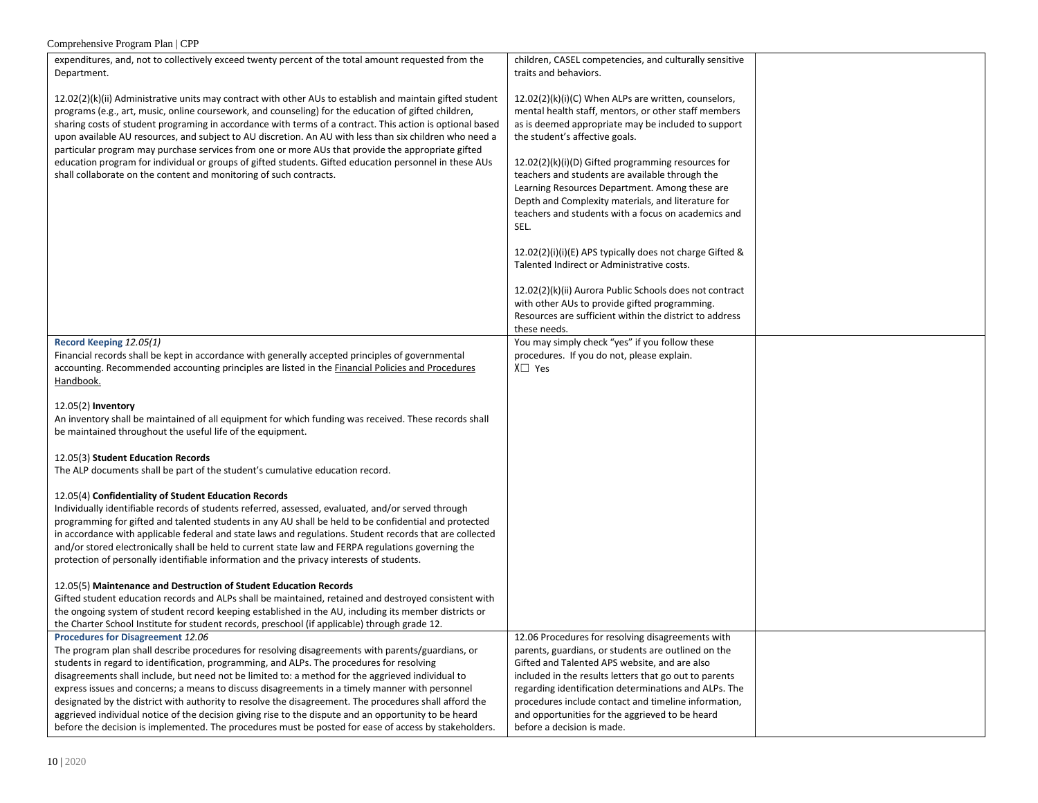| | | |
|---|---|---|
| expenditures, and, not to collectively exceed twenty percent of the total amount requested from the Department.<br><br>12.02(2)(k)(ii) Administrative units may contract with other AUs to establish and maintain gifted student programs (e.g., art, music, online coursework, and counseling) for the education of gifted children, sharing costs of student programing in accordance with terms of a contract. This action is optional based upon available AU resources, and subject to AU discretion. An AU with less than six children who need a particular program may purchase services from one or more AUs that provide the appropriate gifted education program for individual or groups of gifted students. Gifted education personnel in these AUs shall collaborate on the content and monitoring of such contracts. | children, CASEL competencies, and culturally sensitive traits and behaviors.<br><br>12.02(2)(k)(i)(C) When ALPs are written, counselors, mental health staff, mentors, or other staff members as is deemed appropriate may be included to support the student's affective goals.<br><br>12.02(2)(k)(i)(D) Gifted programming resources for teachers and students are available through the Learning Resources Department. Among these are Depth and Complexity materials, and literature for teachers and students with a focus on academics and SEL.<br><br>12.02(2)(i)(i)(E) APS typically does not charge Gifted & Talented Indirect or Administrative costs.<br><br>12.02(2)(k)(ii) Aurora Public Schools does not contract with other AUs to provide gifted programming. Resources are sufficient within the district to address these needs. | |
| **Record Keeping** *12.05(1)*<br>Financial records shall be kept in accordance with generally accepted principles of governmental accounting. Recommended accounting principles are listed in the Financial Policies and Procedures Handbook.<br><br>12.05(2) **Inventory**<br>An inventory shall be maintained of all equipment for which funding was received. These records shall be maintained throughout the useful life of the equipment.<br><br>12.05(3) **Student Education Records**<br>The ALP documents shall be part of the student's cumulative education record.<br><br>12.05(4) **Confidentiality of Student Education Records**<br>Individually identifiable records of students referred, assessed, evaluated, and/or served through programming for gifted and talented students in any AU shall be held to be confidential and protected in accordance with applicable federal and state laws and regulations. Student records that are collected and/or stored electronically shall be held to current state law and FERPA regulations governing the protection of personally identifiable information and the privacy interests of students.<br><br>12.05(5) **Maintenance and Destruction of Student Education Records**<br>Gifted student education records and ALPs shall be maintained, retained and destroyed consistent with the ongoing system of student record keeping established in the AU, including its member districts or the Charter School Institute for student records, preschool (if applicable) through grade 12. | You may simply check "yes" if you follow these procedures. If you do not, please explain.<br>X☐ Yes | |
| **Procedures for Disagreement** *12.06*<br>The program plan shall describe procedures for resolving disagreements with parents/guardians, or students in regard to identification, programming, and ALPs. The procedures for resolving disagreements shall include, but need not be limited to: a method for the aggrieved individual to express issues and concerns; a means to discuss disagreements in a timely manner with personnel designated by the district with authority to resolve the disagreement. The procedures shall afford the aggrieved individual notice of the decision giving rise to the dispute and an opportunity to be heard before the decision is implemented. The procedures must be posted for ease of access by stakeholders. | 12.06 Procedures for resolving disagreements with parents, guardians, or students are outlined on the Gifted and Talented APS website, and are also included in the results letters that go out to parents regarding identification determinations and ALPs. The procedures include contact and timeline information, and opportunities for the aggrieved to be heard before a decision is made. | |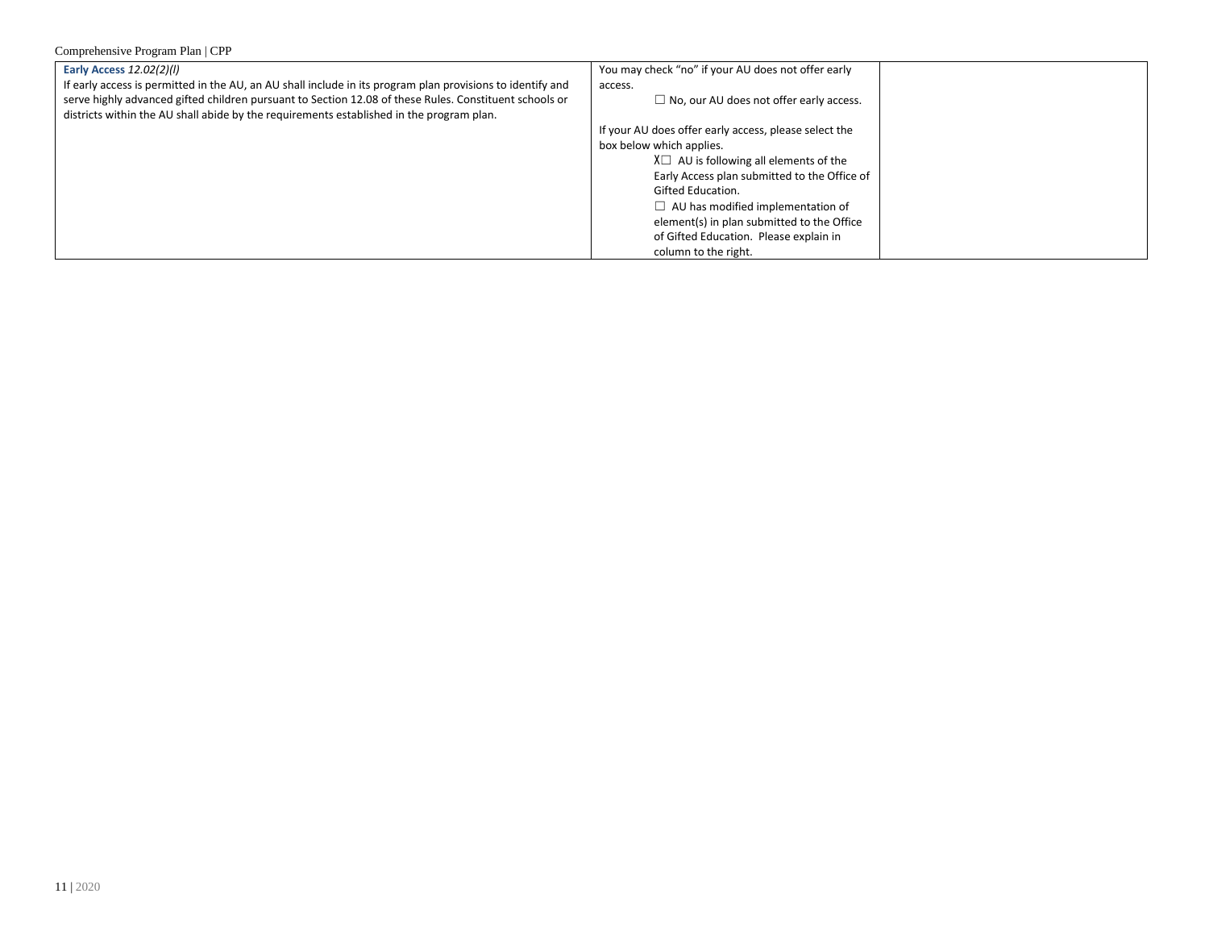| | | |
|---|---|---|
| **Early Access** *12.02(2)(l)*<br>If early access is permitted in the AU, an AU shall include in its program plan provisions to identify and serve highly advanced gifted children pursuant to Section 12.08 of these Rules. Constituent schools or districts within the AU shall abide by the requirements established in the program plan. | You may check "no" if your AU does not offer early access.<br>☐ No, our AU does not offer early access.<br><br>If your AU does offer early access, please select the box below which applies.<br>X☐ AU is following all elements of the Early Access plan submitted to the Office of Gifted Education.<br>☐ AU has modified implementation of element(s) in plan submitted to the Office of Gifted Education. Please explain in column to the right. | |